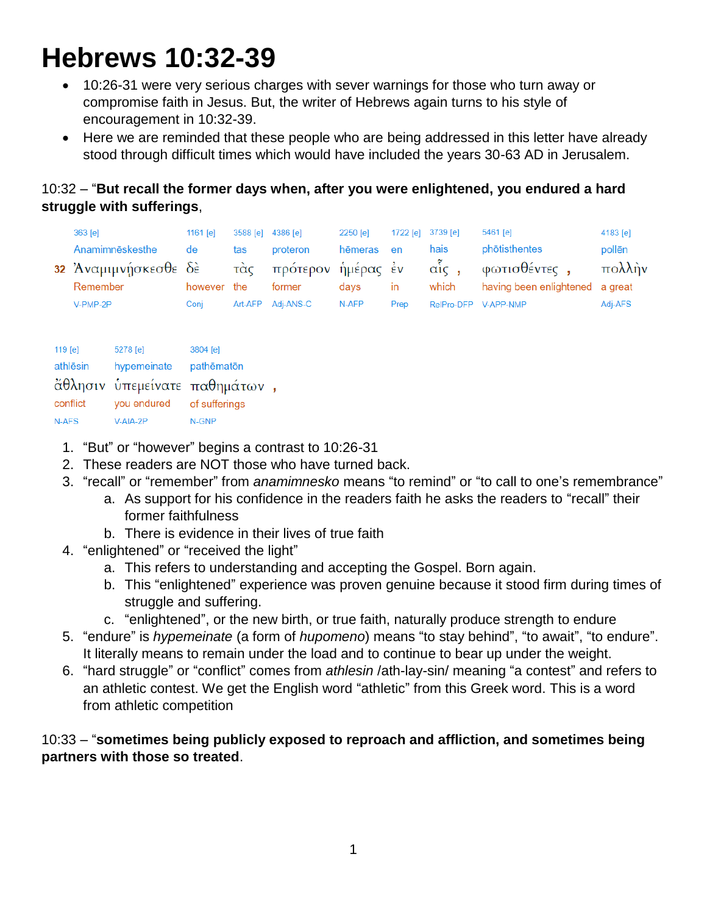# Hebrews 10:32-39

- 10:26-31 were very serious charges with sever warnings for those who turn away or compromise faith in Jesus. But, the writer of Hebrews again turns to his style of encouragement in 10:32-39.
- Here we are reminded that these people who are being addressed in this letter have already stood through difficult times which would have included the years 30-63 AD in Jerusalem.

10:32 – "**But recall the former days when, after you were enlightened, you endured a hard struggle with sufferings**,

| | 363 [e] | 1161 [e] | 3588 [e] | 4386 [e] | 2250 [e] | 1722 [e] | 3739 [e] | 5461 [e] | 4183 [e] |
|---|---|---|---|---|---|---|---|---|---|
| | Anamimnēskesthe | de | tas | proteron | hēmeras | en | hais | phōtisthentes | pollēn |
| 32 | Ἀναμιμνῄσκεσθε | δὲ | τὰς | πρότερον | ἡμέρας | ἐν | αἷς , | φωτισθέντες , | πολλὴν |
| | Remember | however | the | former | days | in | which | having been enlightened | a great |
| | V-PMP-2P | Conj | Art-AFP | Adj-ANS-C | N-AFP | Prep | RelPro-DFP | V-APP-NMP | Adj-AFS |

| 119 [e] | 5278 [e] | 3804 [e] |
|---|---|---|
| athlēsin | hypemeinate | pathēmatōn |
| ἄθλησιν | ὑπεμείνατε | παθημάτων , |
| conflict | you endured | of sufferings |
| N-AFS | V-AIA-2P | N-GNP |

1. "But" or "however" begins a contrast to 10:26-31
2. These readers are NOT those who have turned back.
3. "recall" or "remember" from *anamimnesko* means "to remind" or "to call to one's remembrance"
   a. As support for his confidence in the readers faith he asks the readers to "recall" their former faithfulness
   b. There is evidence in their lives of true faith
4. "enlightened" or "received the light"
   a. This refers to understanding and accepting the Gospel. Born again.
   b. This "enlightened" experience was proven genuine because it stood firm during times of struggle and suffering.
   c. "enlightened", or the new birth, or true faith, naturally produce strength to endure
5. "endure" is *hypemeinate* (a form of *hupomeno*) means "to stay behind", "to await", "to endure". It literally means to remain under the load and to continue to bear up under the weight.
6. "hard struggle" or "conflict" comes from *athlesin* /ath-lay-sin/ meaning "a contest" and refers to an athletic contest. We get the English word "athletic" from this Greek word. This is a word from athletic competition

10:33 – "**sometimes being publicly exposed to reproach and affliction, and sometimes being partners with those so treated**.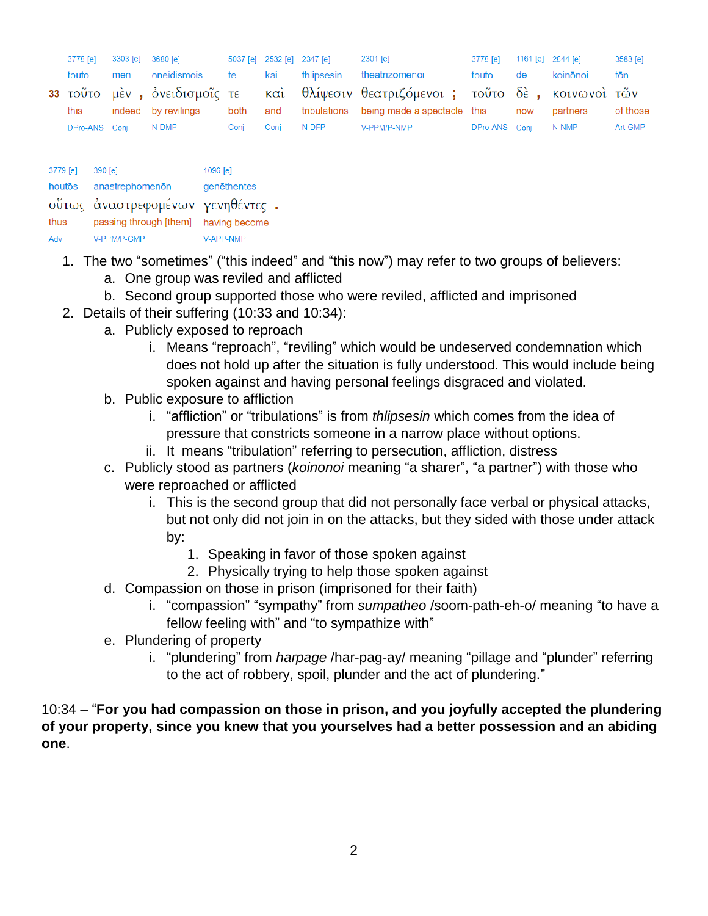| 33 | 3778 [e] | 3303 [e] | | 3680 [e] | 5037 [e] | 2532 [e] | 2347 [e] | 2301 [e] | | 3778 [e] | 1161 [e] | | 2844 [e] | 3588 [e] |
|---|---|---|---|---|---|---|---|---|---|---|---|---|---|---|
| | touto | men | | oneidismois | te | kai | thlipsesin | theatrizomenoi | | touto | de | | koinōnoi | tōn |
| | τοῦτο | μὲν | , | ὀνειδισμοῖς | τε | καὶ | θλίψεσιν | θεατριζόμενοι | ; | τοῦτο | δὲ | , | κοινωνοὶ | τῶν |
| | this | indeed | | by revilings | both | and | tribulations | being made a spectacle | | this | now | | partners | of those |
| | DPro-ANS | Conj | | N-DMP | Conj | Conj | N-DFP | V-PPM/P-NMP | | DPro-ANS | Conj | | N-NMP | Art-GMP |

| 3779 [e] | 390 [e] | 1096 [e] | |
|---|---|---|---|
| houtōs | anastrephomenōn | genēthentes | |
| οὕτως | ἀναστρεφομένων | γενηθέντες | . |
| thus | passing through [them] | having become | |
| Adv | V-PPM/P-GMP | V-APP-NMP | |

1. The two "sometimes" ("this indeed" and "this now") may refer to two groups of believers:
   a. One group was reviled and afflicted
   b. Second group supported those who were reviled, afflicted and imprisoned
2. Details of their suffering (10:33 and 10:34):
   a. Publicly exposed to reproach
      i. Means "reproach", "reviling" which would be undeserved condemnation which does not hold up after the situation is fully understood. This would include being spoken against and having personal feelings disgraced and violated.
   b. Public exposure to affliction
      i. "affliction" or "tribulations" is from *thlipsesin* which comes from the idea of pressure that constricts someone in a narrow place without options.
      ii. It means "tribulation" referring to persecution, affliction, distress
   c. Publicly stood as partners (*koinonoi* meaning "a sharer", "a partner") with those who were reproached or afflicted
      i. This is the second group that did not personally face verbal or physical attacks, but not only did not join in on the attacks, but they sided with those under attack by:
         1. Speaking in favor of those spoken against
         2. Physically trying to help those spoken against
   d. Compassion on those in prison (imprisoned for their faith)
      i. "compassion" "sympathy" from *sumpatheo* /soom-path-eh-o/ meaning "to have a fellow feeling with" and "to sympathize with"
   e. Plundering of property
      i. "plundering" from *harpage* /har-pag-ay/ meaning "pillage and "plunder" referring to the act of robbery, spoil, plunder and the act of plundering."

10:34 – "**For you had compassion on those in prison, and you joyfully accepted the plundering of your property, since you knew that you yourselves had a better possession and an abiding one**.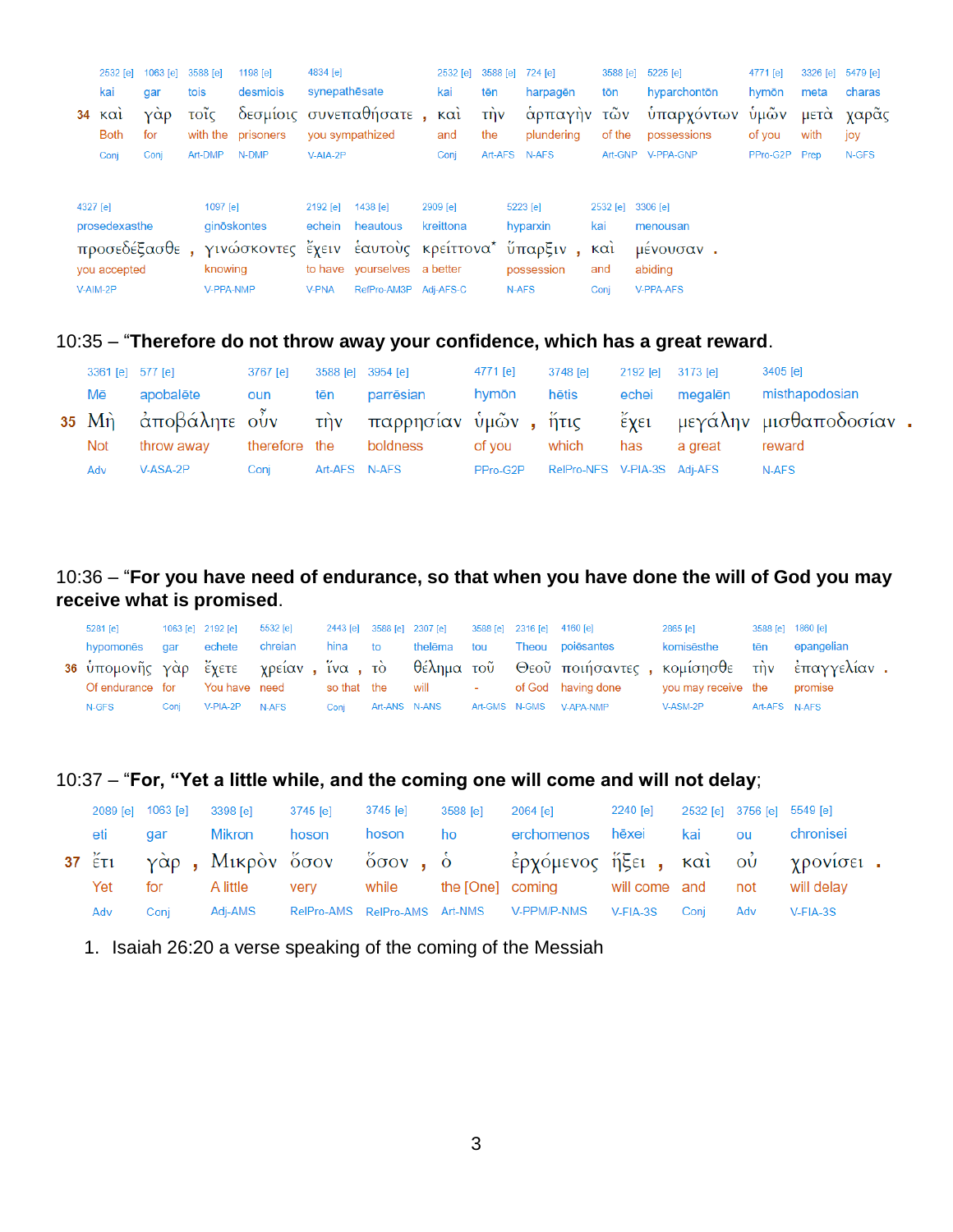| | 2532 [e] | 1063 [e] | 3588 [e] | 1198 [e] | 4834 [e] | | 2532 [e] | 3588 [e] | 724 [e] | 3588 [e] | 5225 [e] | 4771 [e] | 3326 [e] | 5479 [e] |
|---|---|---|---|---|---|---|---|---|---|---|---|---|---|---|
| | kai | gar | tois | desmiois | synepathēsate | | kai | tēn | harpagēn | tōn | hyparchontōn | hymōn | meta | charas |
| **34** | καὶ | γὰρ | τοῖς | δεσμίοις | συνεπαθήσατε | , | καὶ | τὴν | ἁρπαγὴν | τῶν | ὑπαρχόντων | ὑμῶν | μετὰ | χαρᾶς |
| | Both | for | with the | prisoners | you sympathized | | and | the | plundering | of the | possessions | of you | with | joy |
| | Conj | Conj | Art-DMP | N-DMP | V-AIA-2P | | Conj | Art-AFS | N-AFS | Art-GNP | V-PPA-GNP | PPro-G2P | Prep | N-GFS |

| 4327 [e] | | 1097 [e] | 2192 [e] | 1438 [e] | 2909 [e] | 5223 [e] | | 2532 [e] | 3306 [e] | |
|---|---|---|---|---|---|---|---|---|---|---|
| prosedexasthe | | ginōskontes | echein | heautous | kreittona | hyparxin | | kai | menousan | |
| προσεδέξασθε | , | γινώσκοντες | ἔχειν | ἑαυτοὺς | κρείττονα* | ὕπαρξιν | , | καὶ | μένουσαν | . |
| you accepted | | knowing | to have | yourselves | a better | possession | | and | abiding | |
| V-AIM-2P | | V-PPA-NMP | V-PNA | RefPro-AM3P | Adj-AFS-C | N-AFS | | Conj | V-PPA-AFS | |

10:35 – “**Therefore do not throw away your confidence, which has a great reward**.

| | 3361 [e] | 577 [e] | 3767 [e] | 3588 [e] | 3954 [e] | 4771 [e] | | 3748 [e] | 2192 [e] | 3173 [e] | 3405 [e] | |
|---|---|---|---|---|---|---|---|---|---|---|---|---|
| | Mē | apobalēte | oun | tēn | parrēsian | hymōn | | hētis | echei | megalēn | misthapodosian | |
| **35** | Μὴ | ἀποβάλητε | οὖν | τὴν | παρρησίαν | ὑμῶν | , | ἥτις | ἔχει | μεγάλην | μισθαποδοσίαν | . |
| | Not | throw away | therefore | the | boldness | of you | | which | has | a great | reward | |
| | Adv | V-ASA-2P | Conj | Art-AFS | N-AFS | PPro-G2P | | RelPro-NFS | V-PIA-3S | Adj-AFS | N-AFS | |

10:36 – “**For you have need of endurance, so that when you have done the will of God you may receive what is promised**.

| | 5281 [e] | 1063 [e] | 2192 [e] | 5532 [e] | | 2443 [e] | | 3588 [e] | 2307 [e] | 3588 [e] | 2316 [e] | 4160 [e] | | 2865 [e] | 3588 [e] | 1860 [e] | |
|---|---|---|---|---|---|---|---|---|---|---|---|---|---|---|---|---|---|
| | hypomonēs | gar | echete | chreian | | hina | | to | thelēma | tou | Theou | poiēsantes | | komisēsthe | tēn | epangelian | |
| **36** | ὑπομονῆς | γὰρ | ἔχετε | χρείαν | , | ἵνα | , | τὸ | θέλημα | τοῦ | Θεοῦ | ποιήσαντες | , | κομίσησθε | τὴν | ἐπαγγελίαν | . |
| | Of endurance | for | You have | need | | so that | | the | will | - | of God | having done | | you may receive | the | promise | |
| | N-GFS | Conj | V-PIA-2P | N-AFS | | Conj | | Art-ANS | N-ANS | Art-GMS | N-GMS | V-APA-NMP | | V-ASM-2P | Art-AFS | N-AFS | |

10:37 – “**For, “Yet a little while, and the coming one will come and will not delay**;

| | 2089 [e] | 1063 [e] | | 3398 [e] | 3745 [e] | 3745 [e] | | 3588 [e] | 2064 [e] | 2240 [e] | | 2532 [e] | 3756 [e] | 5549 [e] | |
|---|---|---|---|---|---|---|---|---|---|---|---|---|---|---|---|
| | eti | gar | | Mikron | hoson | hoson | | ho | erchomenos | hēxei | | kai | ou | chronisei | |
| **37** | ἔτι | γὰρ | , | Μικρὸν | ὅσον | ὅσον | , | ὁ | ἐρχόμενος | ἥξει | , | καὶ | οὐ | χρονίσει | . |
| | Yet | for | | A little | very | while | | the [One] | coming | will come | | and | not | will delay | |
| | Adv | Conj | | Adj-AMS | RelPro-AMS | RelPro-AMS | | Art-NMS | V-PPM/P-NMS | V-FIA-3S | | Conj | Adv | V-FIA-3S | |

1. Isaiah 26:20 a verse speaking of the coming of the Messiah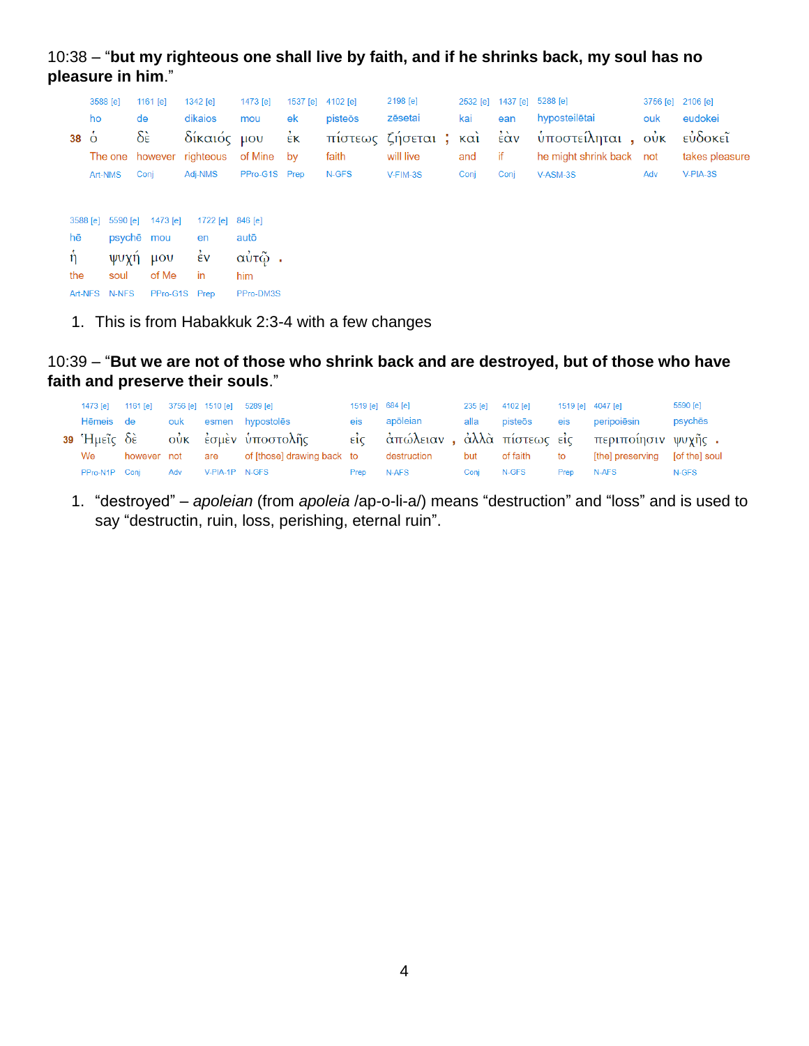10:38 – "**but my righteous one shall live by faith, and if he shrinks back, my soul has no pleasure in him**."

| | | | | | | | | | | | | |
|---|---|---|---|---|---|---|---|---|---|---|---|---|
| | 3588 [e] | 1161 [e] | 1342 [e] | 1473 [e] | 1537 [e] | 4102 [e] | 2198 [e] | 2532 [e] | 1437 [e] | 5288 [e] | 3756 [e] | 2106 [e] |
| | ho | de | dikaios | mou | ek | pisteōs | zēsetai | kai | ean | hyposteilētai | ouk | eudokei |
| 38 | ὁ | δὲ | δίκαιός | μου | ἐκ | πίστεως | ζήσεται ; | καὶ | ἐὰν | ὑποστείληται , | οὐκ | εὐδοκεῖ |
| | The one | however | righteous | of Mine | by | faith | will live | and | if | he might shrink back | not | takes pleasure |
| | Art-NMS | Conj | Adj-NMS | PPro-G1S | Prep | N-GFS | V-FIM-3S | Conj | Conj | V-ASM-3S | Adv | V-PIA-3S |

| | | | | |
|---|---|---|---|---|
| 3588 [e] | 5590 [e] | 1473 [e] | 1722 [e] | 846 [e] |
| hē | psychē | mou | en | autō |
| ἡ | ψυχή | μου | ἐν | αὐτῷ . |
| the | soul | of Me | in | him |
| Art-NFS | N-NFS | PPro-G1S | Prep | PPro-DM3S |

1. This is from Habakkuk 2:3-4 with a few changes

10:39 – "**But we are not of those who shrink back and are destroyed, but of those who have faith and preserve their souls**."

| | | | | | | | | | | | | | |
|---|---|---|---|---|---|---|---|---|---|---|---|---|---|
| | 1473 [e] | 1161 [e] | 3756 [e] | 1510 [e] | 5289 [e] | 1519 [e] | 684 [e] | 235 [e] | 4102 [e] | 1519 [e] | 4047 [e] | 5590 [e] |
| | Hēmeis | de | ouk | esmen | hypostolēs | eis | apōleian | alla | pisteōs | eis | peripoiēsin | psychēs |
| 39 | Ἡμεῖς | δὲ | οὐκ | ἐσμὲν | ὑποστολῆς | εἰς | ἀπώλειαν , | ἀλλὰ | πίστεως | εἰς | περιποίησιν | ψυχῆς . |
| | We | however | not | are | of [those] drawing back | to | destruction | but | of faith | to | [the] preserving | [of the] soul |
| | PPro-N1P | Conj | Adv | V-PIA-1P | N-GFS | Prep | N-AFS | Conj | N-GFS | Prep | N-AFS | N-GFS |

1. "destroyed" – *apoleian* (from *apoleia* /ap-o-li-a/) means "destruction" and "loss" and is used to say "destructin, ruin, loss, perishing, eternal ruin".